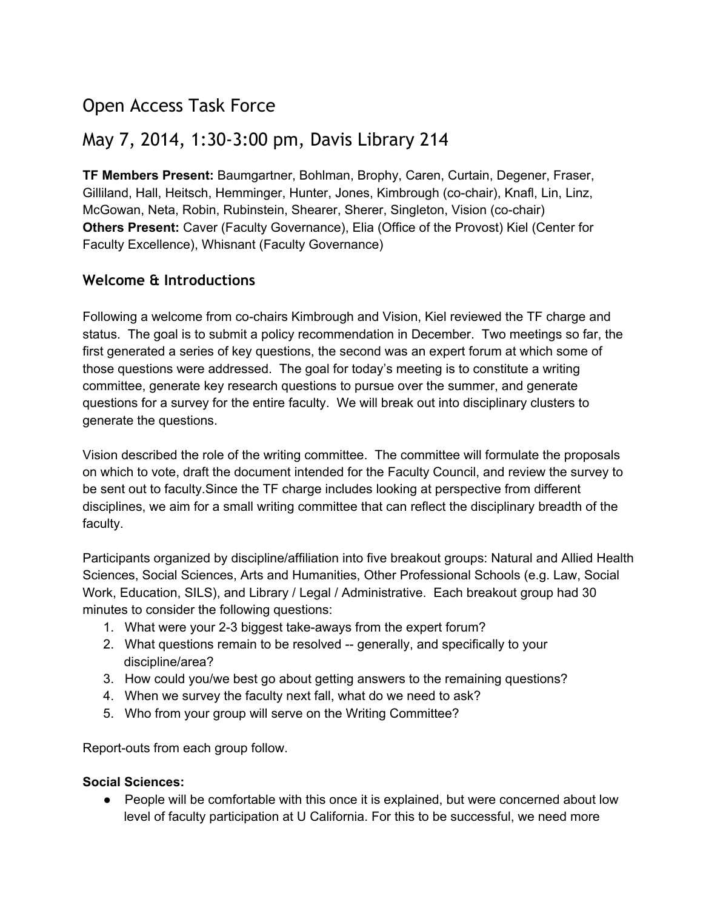# Open Access Task Force

## May 7, 2014, 1:30-3:00 pm, Davis Library 214

**TF Members Present:** Baumgartner, Bohlman, Brophy, Caren, Curtain, Degener, Fraser, Gilliland, Hall, Heitsch, Hemminger, Hunter, Jones, Kimbrough (co-chair), Knafl, Lin, Linz, McGowan, Neta, Robin, Rubinstein, Shearer, Sherer, Singleton, Vision (co-chair)
**Others Present:** Caver (Faculty Governance), Elia (Office of the Provost) Kiel (Center for Faculty Excellence), Whisnant (Faculty Governance)

### Welcome & Introductions

Following a welcome from co-chairs Kimbrough and Vision, Kiel reviewed the TF charge and status. The goal is to submit a policy recommendation in December. Two meetings so far, the first generated a series of key questions, the second was an expert forum at which some of those questions were addressed. The goal for today's meeting is to constitute a writing committee, generate key research questions to pursue over the summer, and generate questions for a survey for the entire faculty. We will break out into disciplinary clusters to generate the questions.

Vision described the role of the writing committee. The committee will formulate the proposals on which to vote, draft the document intended for the Faculty Council, and review the survey to be sent out to faculty.Since the TF charge includes looking at perspective from different disciplines, we aim for a small writing committee that can reflect the disciplinary breadth of the faculty.

Participants organized by discipline/affiliation into five breakout groups: Natural and Allied Health Sciences, Social Sciences, Arts and Humanities, Other Professional Schools (e.g. Law, Social Work, Education, SILS), and Library / Legal / Administrative. Each breakout group had 30 minutes to consider the following questions:

1. What were your 2-3 biggest take-aways from the expert forum?
2. What questions remain to be resolved -- generally, and specifically to your discipline/area?
3. How could you/we best go about getting answers to the remaining questions?
4. When we survey the faculty next fall, what do we need to ask?
5. Who from your group will serve on the Writing Committee?

Report-outs from each group follow.

**Social Sciences:**

- People will be comfortable with this once it is explained, but were concerned about low level of faculty participation at U California. For this to be successful, we need more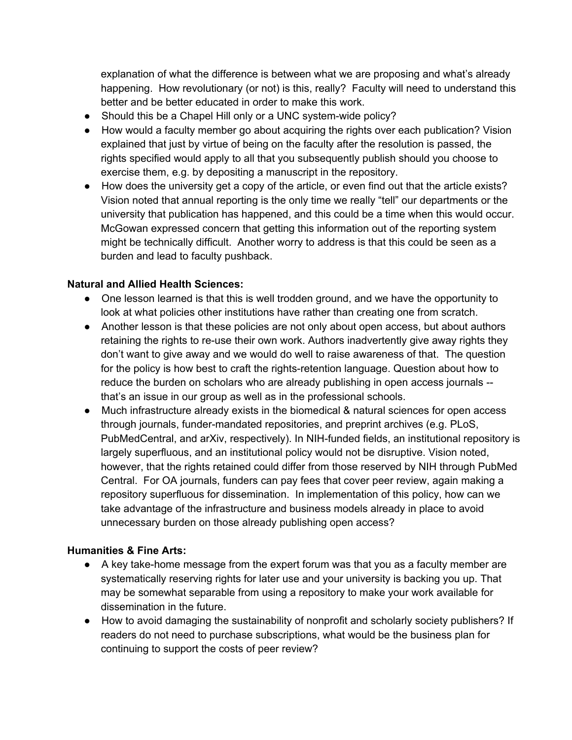explanation of what the difference is between what we are proposing and what's already happening. How revolutionary (or not) is this, really? Faculty will need to understand this better and be better educated in order to make this work.

- Should this be a Chapel Hill only or a UNC system-wide policy?
- How would a faculty member go about acquiring the rights over each publication? Vision explained that just by virtue of being on the faculty after the resolution is passed, the rights specified would apply to all that you subsequently publish should you choose to exercise them, e.g. by depositing a manuscript in the repository.
- How does the university get a copy of the article, or even find out that the article exists? Vision noted that annual reporting is the only time we really "tell" our departments or the university that publication has happened, and this could be a time when this would occur. McGowan expressed concern that getting this information out of the reporting system might be technically difficult. Another worry to address is that this could be seen as a burden and lead to faculty pushback.

**Natural and Allied Health Sciences:**

- One lesson learned is that this is well trodden ground, and we have the opportunity to look at what policies other institutions have rather than creating one from scratch.
- Another lesson is that these policies are not only about open access, but about authors retaining the rights to re-use their own work. Authors inadvertently give away rights they don't want to give away and we would do well to raise awareness of that. The question for the policy is how best to craft the rights-retention language. Question about how to reduce the burden on scholars who are already publishing in open access journals -- that's an issue in our group as well as in the professional schools.
- Much infrastructure already exists in the biomedical & natural sciences for open access through journals, funder-mandated repositories, and preprint archives (e.g. PLoS, PubMedCentral, and arXiv, respectively). In NIH-funded fields, an institutional repository is largely superfluous, and an institutional policy would not be disruptive. Vision noted, however, that the rights retained could differ from those reserved by NIH through PubMed Central. For OA journals, funders can pay fees that cover peer review, again making a repository superfluous for dissemination. In implementation of this policy, how can we take advantage of the infrastructure and business models already in place to avoid unnecessary burden on those already publishing open access?

**Humanities & Fine Arts:**

- A key take-home message from the expert forum was that you as a faculty member are systematically reserving rights for later use and your university is backing you up. That may be somewhat separable from using a repository to make your work available for dissemination in the future.
- How to avoid damaging the sustainability of nonprofit and scholarly society publishers? If readers do not need to purchase subscriptions, what would be the business plan for continuing to support the costs of peer review?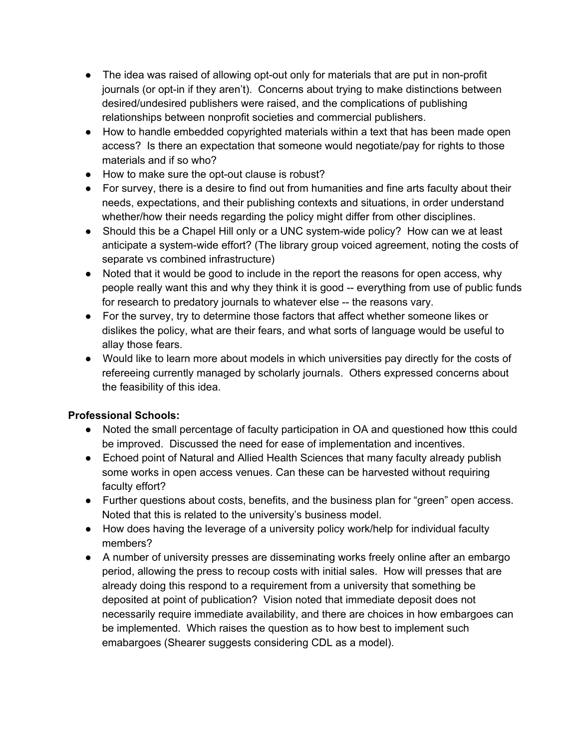- The idea was raised of allowing opt-out only for materials that are put in non-profit journals (or opt-in if they aren't). Concerns about trying to make distinctions between desired/undesired publishers were raised, and the complications of publishing relationships between nonprofit societies and commercial publishers.
- How to handle embedded copyrighted materials within a text that has been made open access? Is there an expectation that someone would negotiate/pay for rights to those materials and if so who?
- How to make sure the opt-out clause is robust?
- For survey, there is a desire to find out from humanities and fine arts faculty about their needs, expectations, and their publishing contexts and situations, in order understand whether/how their needs regarding the policy might differ from other disciplines.
- Should this be a Chapel Hill only or a UNC system-wide policy? How can we at least anticipate a system-wide effort? (The library group voiced agreement, noting the costs of separate vs combined infrastructure)
- Noted that it would be good to include in the report the reasons for open access, why people really want this and why they think it is good -- everything from use of public funds for research to predatory journals to whatever else -- the reasons vary.
- For the survey, try to determine those factors that affect whether someone likes or dislikes the policy, what are their fears, and what sorts of language would be useful to allay those fears.
- Would like to learn more about models in which universities pay directly for the costs of refereeing currently managed by scholarly journals. Others expressed concerns about the feasibility of this idea.

**Professional Schools:**

- Noted the small percentage of faculty participation in OA and questioned how tthis could be improved. Discussed the need for ease of implementation and incentives.
- Echoed point of Natural and Allied Health Sciences that many faculty already publish some works in open access venues. Can these can be harvested without requiring faculty effort?
- Further questions about costs, benefits, and the business plan for "green" open access. Noted that this is related to the university's business model.
- How does having the leverage of a university policy work/help for individual faculty members?
- A number of university presses are disseminating works freely online after an embargo period, allowing the press to recoup costs with initial sales. How will presses that are already doing this respond to a requirement from a university that something be deposited at point of publication? Vision noted that immediate deposit does not necessarily require immediate availability, and there are choices in how embargoes can be implemented. Which raises the question as to how best to implement such emabargoes (Shearer suggests considering CDL as a model).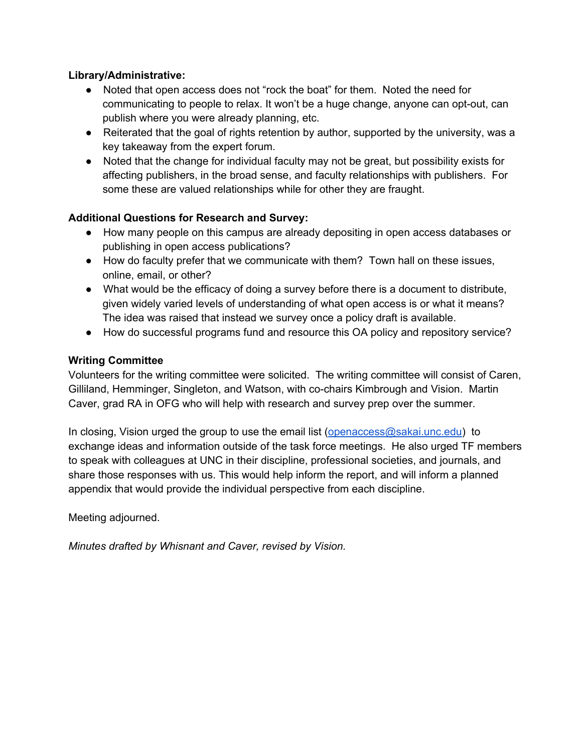**Library/Administrative:**

- Noted that open access does not "rock the boat" for them. Noted the need for communicating to people to relax. It won't be a huge change, anyone can opt-out, can publish where you were already planning, etc.
- Reiterated that the goal of rights retention by author, supported by the university, was a key takeaway from the expert forum.
- Noted that the change for individual faculty may not be great, but possibility exists for affecting publishers, in the broad sense, and faculty relationships with publishers. For some these are valued relationships while for other they are fraught.

**Additional Questions for Research and Survey:**

- How many people on this campus are already depositing in open access databases or publishing in open access publications?
- How do faculty prefer that we communicate with them? Town hall on these issues, online, email, or other?
- What would be the efficacy of doing a survey before there is a document to distribute, given widely varied levels of understanding of what open access is or what it means? The idea was raised that instead we survey once a policy draft is available.
- How do successful programs fund and resource this OA policy and repository service?

**Writing Committee**

Volunteers for the writing committee were solicited. The writing committee will consist of Caren, Gilliland, Hemminger, Singleton, and Watson, with co-chairs Kimbrough and Vision. Martin Caver, grad RA in OFG who will help with research and survey prep over the summer.

In closing, Vision urged the group to use the email list (openaccess@sakai.unc.edu) to exchange ideas and information outside of the task force meetings. He also urged TF members to speak with colleagues at UNC in their discipline, professional societies, and journals, and share those responses with us. This would help inform the report, and will inform a planned appendix that would provide the individual perspective from each discipline.

Meeting adjourned.

*Minutes drafted by Whisnant and Caver, revised by Vision.*